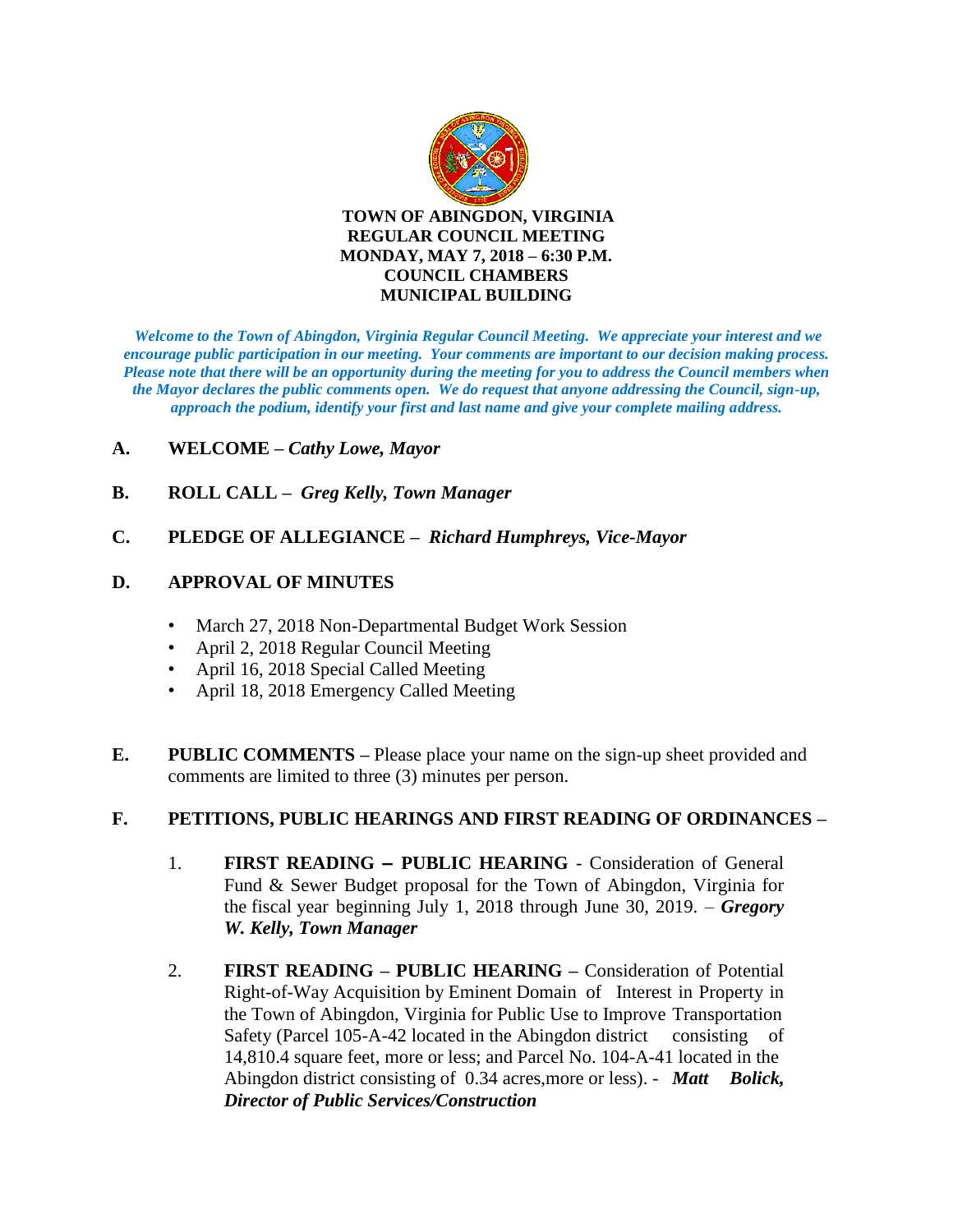**TOWN OF ABINGDON, VIRGINIA**
**REGULAR COUNCIL MEETING**
**MONDAY, MAY 7, 2018 – 6:30 P.M.**
**COUNCIL CHAMBERS**
**MUNICIPAL BUILDING**

***Welcome to the Town of Abingdon, Virginia Regular Council Meeting. We appreciate your interest and we encourage public participation in our meeting. Your comments are important to our decision making process. Please note that there will be an opportunity during the meeting for you to address the Council members when the Mayor declares the public comments open. We do request that anyone addressing the Council, sign-up, approach the podium, identify your first and last name and give your complete mailing address.***

**A. WELCOME –** ***Cathy Lowe, Mayor***

**B. ROLL CALL –** ***Greg Kelly, Town Manager***

**C. PLEDGE OF ALLEGIANCE –** ***Richard Humphreys, Vice-Mayor***

**D. APPROVAL OF MINUTES**

- March 27, 2018 Non-Departmental Budget Work Session
- April 2, 2018 Regular Council Meeting
- April 16, 2018 Special Called Meeting
- April 18, 2018 Emergency Called Meeting

**E. PUBLIC COMMENTS –** Please place your name on the sign-up sheet provided and comments are limited to three (3) minutes per person.

**F. PETITIONS, PUBLIC HEARINGS AND FIRST READING OF ORDINANCES –**

1. **FIRST READING – PUBLIC HEARING** - Consideration of General Fund & Sewer Budget proposal for the Town of Abingdon, Virginia for the fiscal year beginning July 1, 2018 through June 30, 2019. – ***Gregory W. Kelly, Town Manager***

2. **FIRST READING – PUBLIC HEARING –** Consideration of Potential Right-of-Way Acquisition by Eminent Domain of Interest in Property in the Town of Abingdon, Virginia for Public Use to Improve Transportation Safety (Parcel 105-A-42 located in the Abingdon district consisting of 14,810.4 square feet, more or less; and Parcel No. 104-A-41 located in the Abingdon district consisting of 0.34 acres,more or less). - ***Matt Bolick, Director of Public Services/Construction***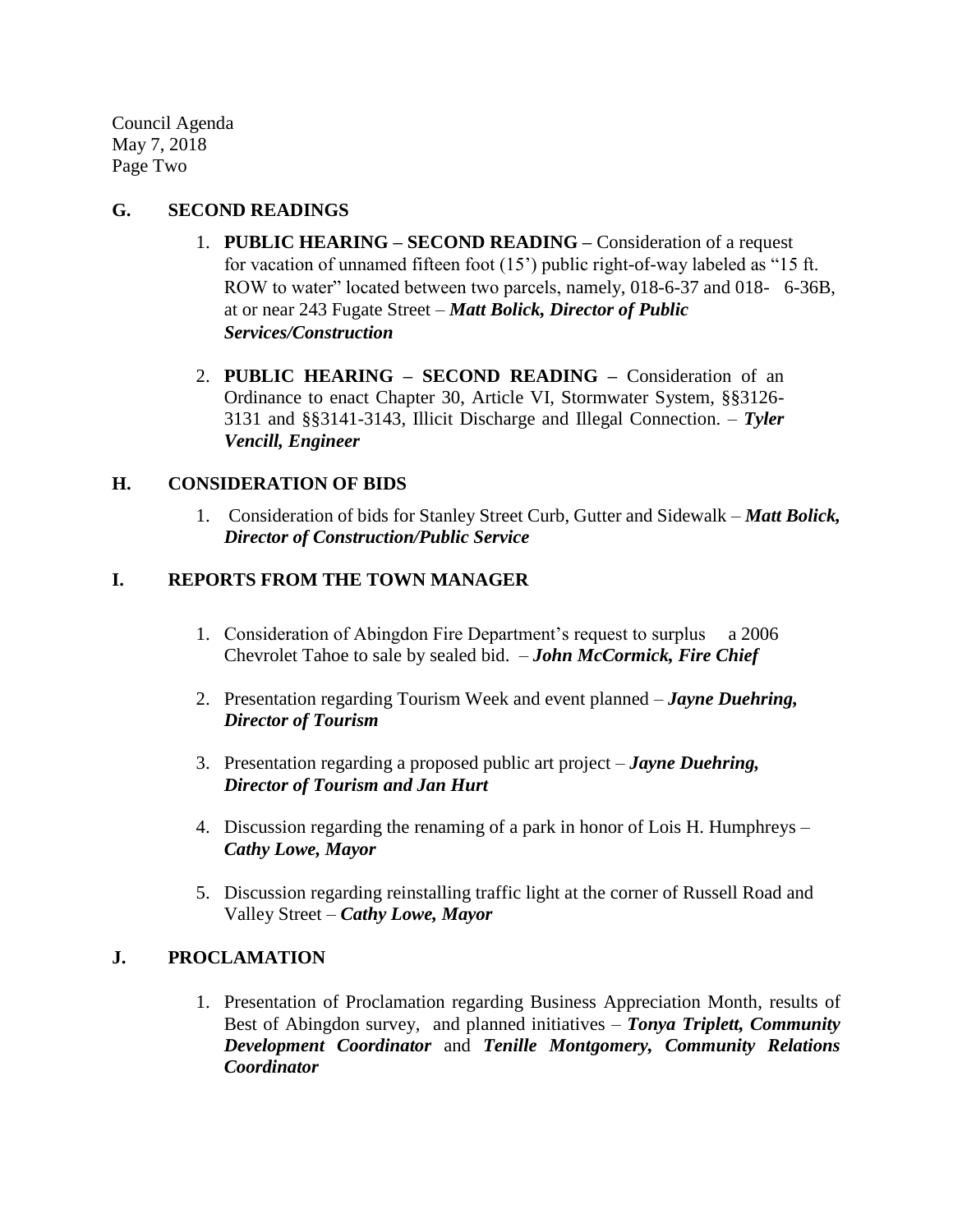## G. SECOND READINGS

1. **PUBLIC HEARING – SECOND READING –** Consideration of a request for vacation of unnamed fifteen foot (15') public right-of-way labeled as "15 ft. ROW to water" located between two parcels, namely, 018-6-37 and 018- 6-36B, at or near 243 Fugate Street – ***Matt Bolick, Director of Public Services/Construction***

2. **PUBLIC HEARING – SECOND READING –** Consideration of an Ordinance to enact Chapter 30, Article VI, Stormwater System, §§3126-3131 and §§3141-3143, Illicit Discharge and Illegal Connection. – ***Tyler Vencill, Engineer***

## H. CONSIDERATION OF BIDS

1. Consideration of bids for Stanley Street Curb, Gutter and Sidewalk – ***Matt Bolick, Director of Construction/Public Service***

## I. REPORTS FROM THE TOWN MANAGER

1. Consideration of Abingdon Fire Department's request to surplus a 2006 Chevrolet Tahoe to sale by sealed bid. – ***John McCormick, Fire Chief***

2. Presentation regarding Tourism Week and event planned – ***Jayne Duehring, Director of Tourism***

3. Presentation regarding a proposed public art project – ***Jayne Duehring, Director of Tourism and Jan Hurt***

4. Discussion regarding the renaming of a park in honor of Lois H. Humphreys – ***Cathy Lowe, Mayor***

5. Discussion regarding reinstalling traffic light at the corner of Russell Road and Valley Street – ***Cathy Lowe, Mayor***

## J. PROCLAMATION

1. Presentation of Proclamation regarding Business Appreciation Month, results of Best of Abingdon survey, and planned initiatives – ***Tonya Triplett, Community Development Coordinator*** and ***Tenille Montgomery, Community Relations Coordinator***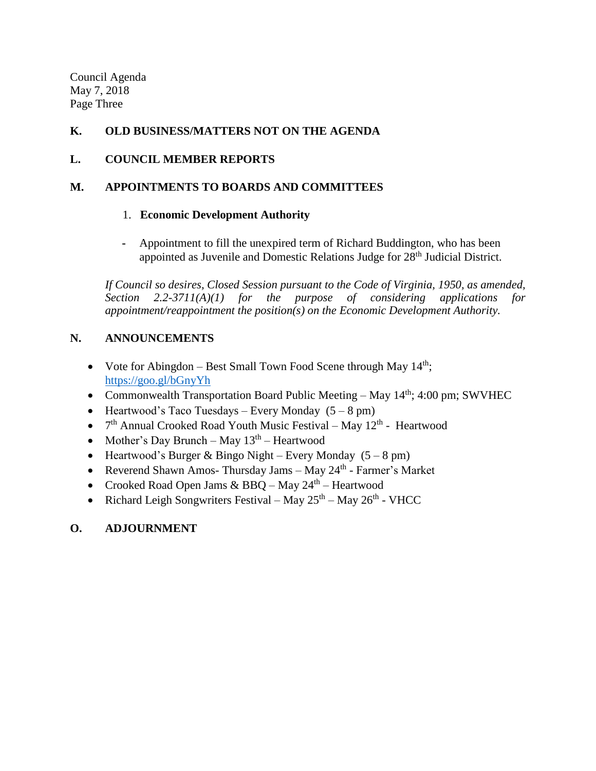## K. OLD BUSINESS/MATTERS NOT ON THE AGENDA

## L. COUNCIL MEMBER REPORTS

## M. APPOINTMENTS TO BOARDS AND COMMITTEES

1. **Economic Development Authority**

- Appointment to fill the unexpired term of Richard Buddington, who has been appointed as Juvenile and Domestic Relations Judge for 28th Judicial District.

*If Council so desires, Closed Session pursuant to the Code of Virginia, 1950, as amended, Section 2.2-3711(A)(1) for the purpose of considering applications for appointment/reappointment the position(s) on the Economic Development Authority.*

## N. ANNOUNCEMENTS

- Vote for Abingdon – Best Small Town Food Scene through May 14th; https://goo.gl/bGnyYh
- Commonwealth Transportation Board Public Meeting – May 14th; 4:00 pm; SWVHEC
- Heartwood's Taco Tuesdays – Every Monday (5 – 8 pm)
- 7th Annual Crooked Road Youth Music Festival – May 12th - Heartwood
- Mother's Day Brunch – May 13th – Heartwood
- Heartwood's Burger & Bingo Night – Every Monday (5 – 8 pm)
- Reverend Shawn Amos- Thursday Jams – May 24th - Farmer's Market
- Crooked Road Open Jams & BBQ – May 24th – Heartwood
- Richard Leigh Songwriters Festival – May 25th – May 26th - VHCC

## O. ADJOURNMENT